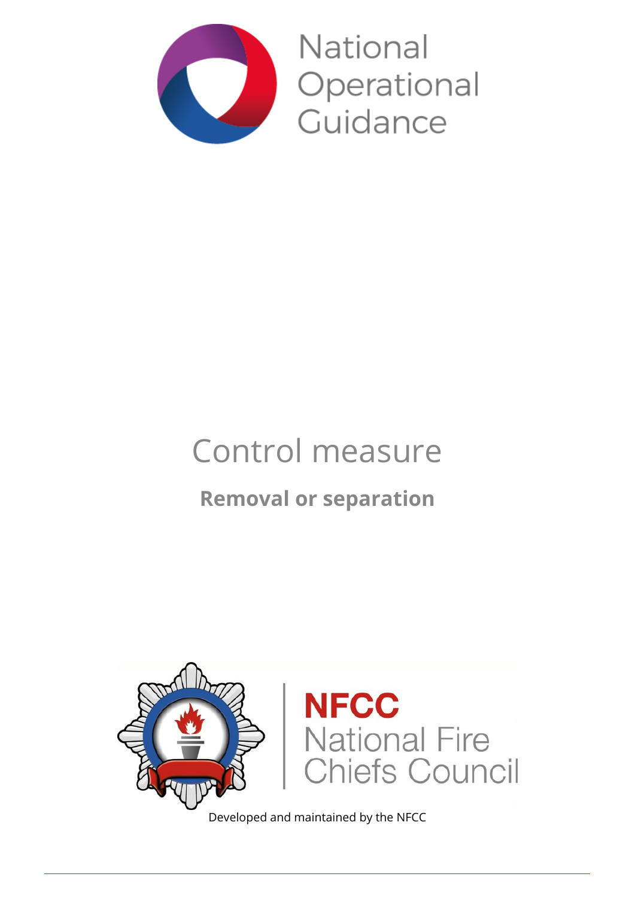National Operational Guidance

# Control measure

## Removal or separation

NFCC National Fire Chiefs Council

Developed and maintained by the NFCC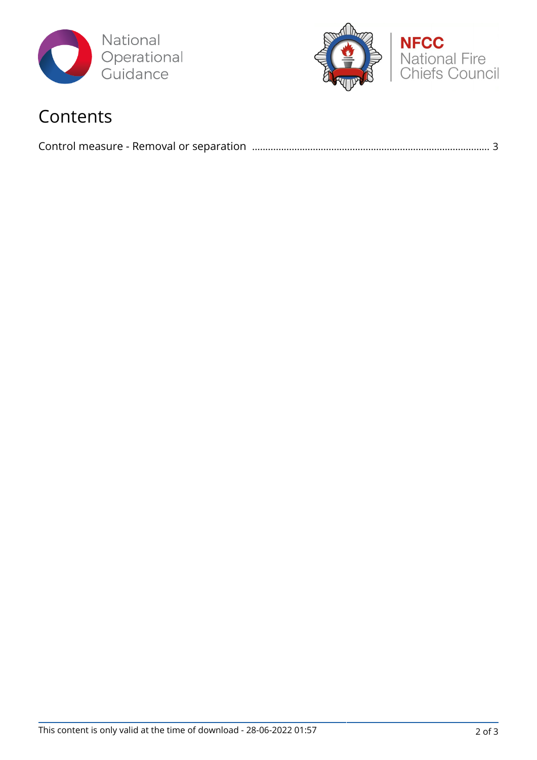# Contents

Control measure - Removal or separation ........................................................................................ 3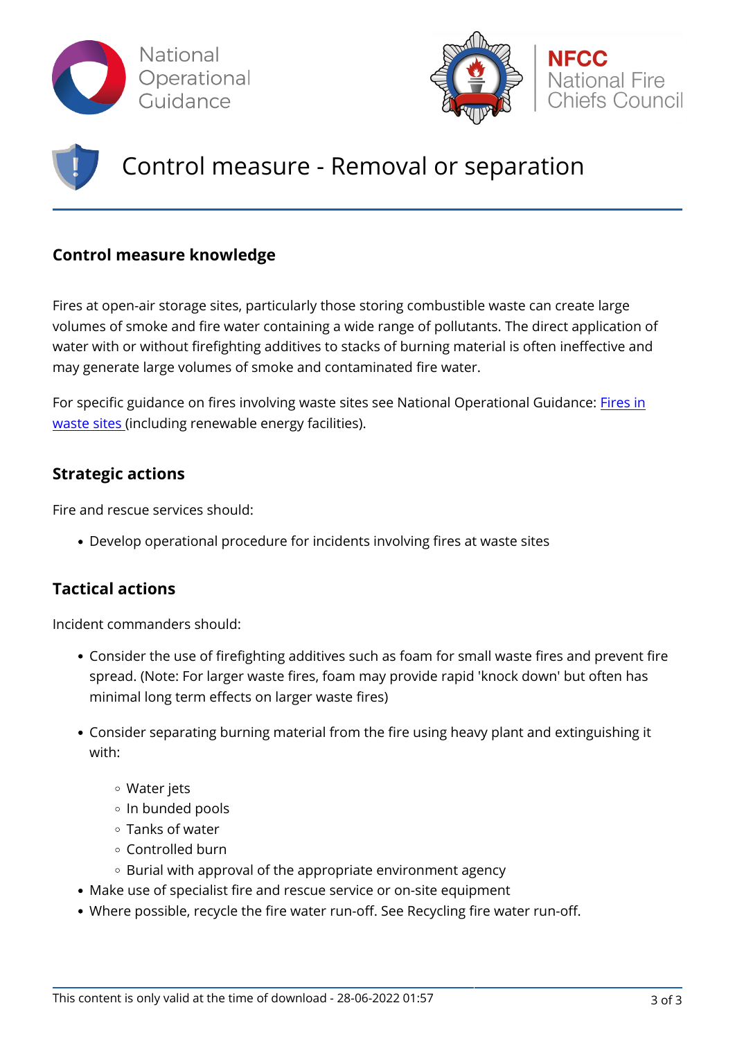# Control measure - Removal or separation

## Control measure knowledge

Fires at open-air storage sites, particularly those storing combustible waste can create large volumes of smoke and fire water containing a wide range of pollutants. The direct application of water with or without firefighting additives to stacks of burning material is often ineffective and may generate large volumes of smoke and contaminated fire water.

For specific guidance on fires involving waste sites see National Operational Guidance: Fires in waste sites (including renewable energy facilities).

## Strategic actions

Fire and rescue services should:

- Develop operational procedure for incidents involving fires at waste sites

## Tactical actions

Incident commanders should:

- Consider the use of firefighting additives such as foam for small waste fires and prevent fire spread. (Note: For larger waste fires, foam may provide rapid 'knock down' but often has minimal long term effects on larger waste fires)
- Consider separating burning material from the fire using heavy plant and extinguishing it with:
  - Water jets
  - In bunded pools
  - Tanks of water
  - Controlled burn
  - Burial with approval of the appropriate environment agency
- Make use of specialist fire and rescue service or on-site equipment
- Where possible, recycle the fire water run-off. See Recycling fire water run-off.